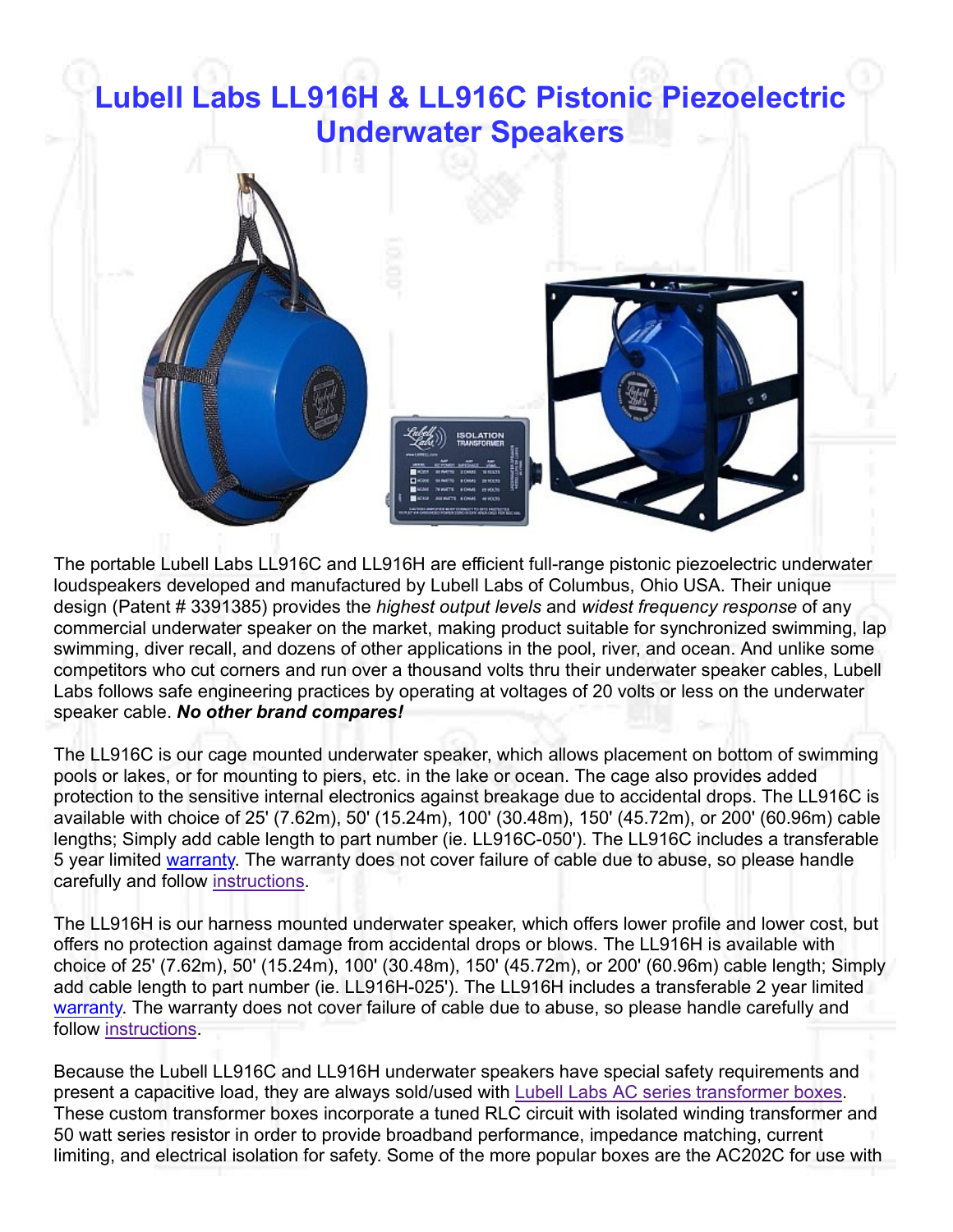# Lubell Labs LL916H & LL916C Pistonic Piezoelectric Underwater Speakers

The portable Lubell Labs LL916C and LL916H are efficient full-range pistonic piezoelectric underwater loudspeakers developed and manufactured by Lubell Labs of Columbus, Ohio USA. Their unique design (Patent # 3391385) provides the *highest output levels* and *widest frequency response* of any commercial underwater speaker on the market, making product suitable for synchronized swimming, lap swimming, diver recall, and dozens of other applications in the pool, river, and ocean. And unlike some competitors who cut corners and run over a thousand volts thru their underwater speaker cables, Lubell Labs follows safe engineering practices by operating at voltages of 20 volts or less on the underwater speaker cable. ***No other brand compares!***

The LL916C is our cage mounted underwater speaker, which allows placement on bottom of swimming pools or lakes, or for mounting to piers, etc. in the lake or ocean. The cage also provides added protection to the sensitive internal electronics against breakage due to accidental drops. The LL916C is available with choice of 25' (7.62m), 50' (15.24m), 100' (30.48m), 150' (45.72m), or 200' (60.96m) cable lengths; Simply add cable length to part number (ie. LL916C-050'). The LL916C includes a transferable 5 year limited warranty. The warranty does not cover failure of cable due to abuse, so please handle carefully and follow instructions.

The LL916H is our harness mounted underwater speaker, which offers lower profile and lower cost, but offers no protection against damage from accidental drops or blows. The LL916H is available with choice of 25' (7.62m), 50' (15.24m), 100' (30.48m), 150' (45.72m), or 200' (60.96m) cable length; Simply add cable length to part number (ie. LL916H-025'). The LL916H includes a transferable 2 year limited warranty. The warranty does not cover failure of cable due to abuse, so please handle carefully and follow instructions.

Because the Lubell LL916C and LL916H underwater speakers have special safety requirements and present a capacitive load, they are always sold/used with Lubell Labs AC series transformer boxes. These custom transformer boxes incorporate a tuned RLC circuit with isolated winding transformer and 50 watt series resistor in order to provide broadband performance, impedance matching, current limiting, and electrical isolation for safety. Some of the more popular boxes are the AC202C for use with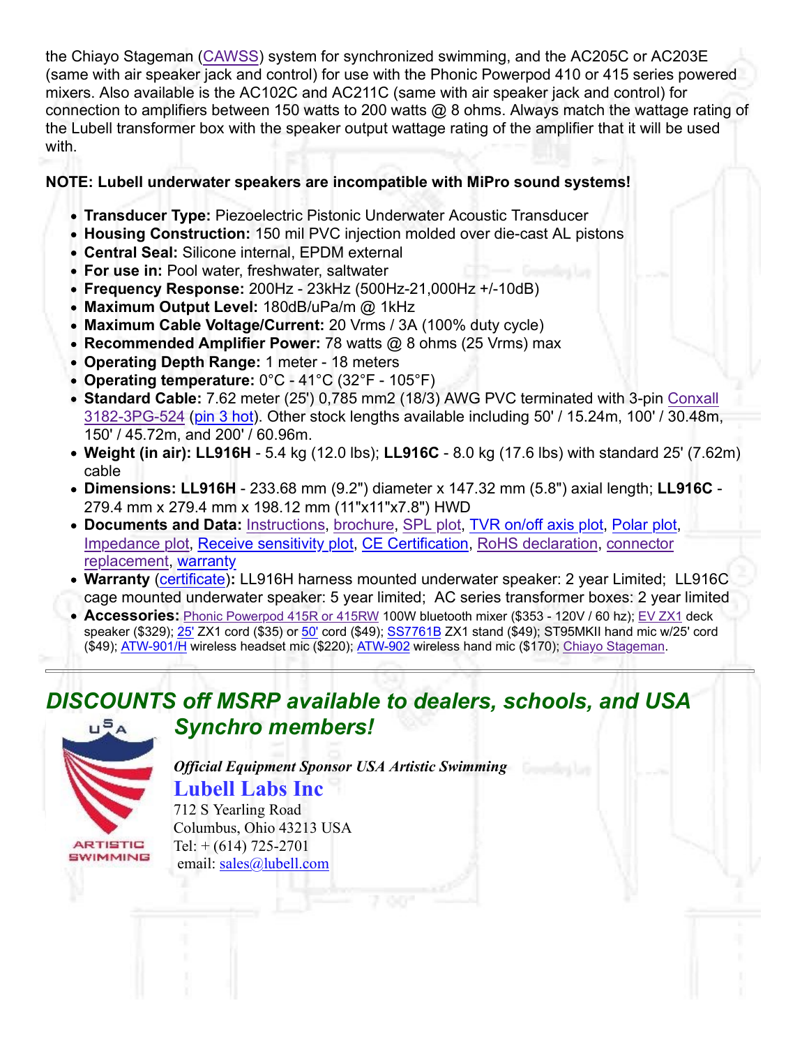the Chiayo Stageman (CAWSS) system for synchronized swimming, and the AC205C or AC203E (same with air speaker jack and control) for use with the Phonic Powerpod 410 or 415 series powered mixers. Also available is the AC102C and AC211C (same with air speaker jack and control) for connection to amplifiers between 150 watts to 200 watts @ 8 ohms. Always match the wattage rating of the Lubell transformer box with the speaker output wattage rating of the amplifier that it will be used with.

**NOTE: Lubell underwater speakers are incompatible with MiPro sound systems!**

- **Transducer Type:** Piezoelectric Pistonic Underwater Acoustic Transducer
- **Housing Construction:** 150 mil PVC injection molded over die-cast AL pistons
- **Central Seal:** Silicone internal, EPDM external
- **For use in:** Pool water, freshwater, saltwater
- **Frequency Response:** 200Hz - 23kHz (500Hz-21,000Hz +/-10dB)
- **Maximum Output Level:** 180dB/uPa/m @ 1kHz
- **Maximum Cable Voltage/Current:** 20 Vrms / 3A (100% duty cycle)
- **Recommended Amplifier Power:** 78 watts @ 8 ohms (25 Vrms) max
- **Operating Depth Range:** 1 meter - 18 meters
- **Operating temperature:** 0°C - 41°C (32°F - 105°F)
- **Standard Cable:** 7.62 meter (25') 0,785 mm2 (18/3) AWG PVC terminated with 3-pin Conxall 3182-3PG-524 (pin 3 hot). Other stock lengths available including 50' / 15.24m, 100' / 30.48m, 150' / 45.72m, and 200' / 60.96m.
- **Weight (in air): LL916H** - 5.4 kg (12.0 lbs); **LL916C** - 8.0 kg (17.6 lbs) with standard 25' (7.62m) cable
- **Dimensions: LL916H** - 233.68 mm (9.2") diameter x 147.32 mm (5.8") axial length; **LL916C** - 279.4 mm x 279.4 mm x 198.12 mm (11"x11"x7.8") HWD
- **Documents and Data:** Instructions, brochure, SPL plot, TVR on/off axis plot, Polar plot, Impedance plot, Receive sensitivity plot, CE Certification, RoHS declaration, connector replacement, warranty
- **Warranty** (certificate)**:** LL916H harness mounted underwater speaker: 2 year Limited; LL916C cage mounted underwater speaker: 5 year limited; AC series transformer boxes: 2 year limited
- **Accessories:** Phonic Powerpod 415R or 415RW 100W bluetooth mixer ($353 - 120V / 60 hz); EV ZX1 deck speaker ($329); 25' ZX1 cord ($35) or 50' cord ($49); SS7761B ZX1 stand ($49); ST95MKII hand mic w/25' cord ($49); ATW-901/H wireless headset mic ($220); ATW-902 wireless hand mic ($170); Chiayo Stageman.

---

## *DISCOUNTS off MSRP available to dealers, schools, and USA Synchro members!*

USA ARTISTIC SWIMMING

***Official Equipment Sponsor USA Artistic Swimming***

**Lubell Labs Inc**
712 S Yearling Road
Columbus, Ohio 43213 USA
Tel: + (614) 725-2701
email: sales@lubell.com